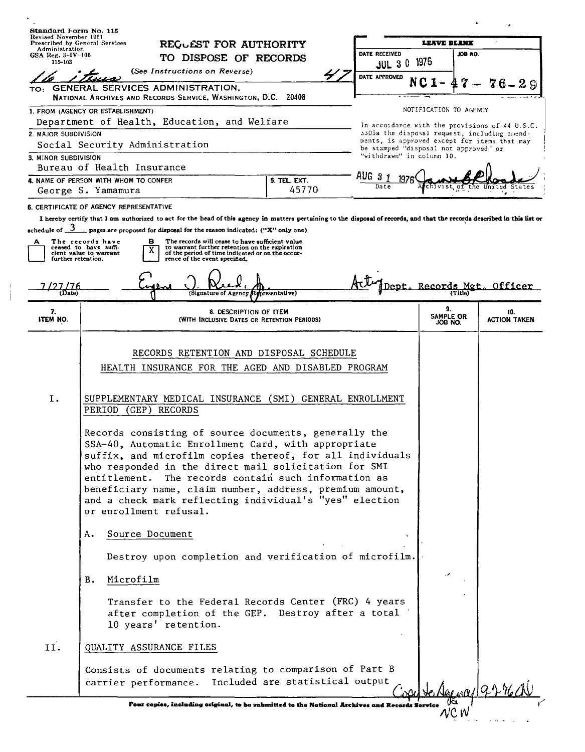Standard Form No. 115
Revised November 1951
Prescribed by General Services Administration
GSA Reg. 3-IV-106
115-103

# REQUEST FOR AUTHORITY TO DISPOSE OF RECORDS

(See Instructions on Reverse)

16 items 47

TO: GENERAL SERVICES ADMINISTRATION, NATIONAL ARCHIVES AND RECORDS SERVICE, WASHINGTON, D.C. 20408

**LEAVE BLANK**

DATE RECEIVED: JUL 30 1976

JOB NO.: NC1-47-76-29

DATE APPROVED

NOTIFICATION TO AGENCY

In accordance with the provisions of 44 U.S.C. 3303a the disposal request, including amendments, is approved except for items that may be stamped "disposal not approved" or "withdrawn" in column 10.

AUG 31 1976 (Date) — James B Rhoads, Archivist of the United States

1. FROM (AGENCY OR ESTABLISHMENT): Department of Health, Education, and Welfare
2. MAJOR SUBDIVISION: Social Security Administration
3. MINOR SUBDIVISION: Bureau of Health Insurance
4. NAME OF PERSON WITH WHOM TO CONFER: George S. Yamamura
5. TEL. EXT.: 45770

6. CERTIFICATE OF AGENCY REPRESENTATIVE

I hereby certify that I am authorized to act for the head of this agency in matters pertaining to the disposal of records, and that the records described in this list or schedule of 3 pages are proposed for disposal for the reason indicated: ("X" only one)

- [ ] A The records have ceased to have sufficient value to warrant further retention.
- [X] B The records will cease to have sufficient value to warrant further retention on the expiration of the period of time indicated or on the occurrence of the event specified.

7/27/76 (Date) — Eugene J. Reed, Jr. (Signature of Agency Representative) — Acting Dept. Records Mgt. Officer (Title)

| 7. ITEM NO. | 8. DESCRIPTION OF ITEM (WITH INCLUSIVE DATES OR RETENTION PERIODS) | 9. SAMPLE OR JOB NO. | 10. ACTION TAKEN |
|---|---|---|---|

RECORDS RETENTION AND DISPOSAL SCHEDULE
HEALTH INSURANCE FOR THE AGED AND DISABLED PROGRAM

I. SUPPLEMENTARY MEDICAL INSURANCE (SMI) GENERAL ENROLLMENT PERIOD (GEP) RECORDS

Records consisting of source documents, generally the SSA-40, Automatic Enrollment Card, with appropriate suffix, and microfilm copies thereof, for all individuals who responded in the direct mail solicitation for SMI entitlement. The records contain such information as beneficiary name, claim number, address, premium amount, and a check mark reflecting individual's "yes" election or enrollment refusal.

A. Source Document

Destroy upon completion and verification of microfilm.

B. Microfilm

Transfer to the Federal Records Center (FRC) 4 years after completion of the GEP. Destroy after a total 10 years' retention.

II. QUALITY ASSURANCE FILES

Consists of documents relating to comparison of Part B carrier performance. Included are statistical output

Copy to Agency 9-7-76 AV NCW

Four copies, including original, to be submitted to the National Archives and Records Service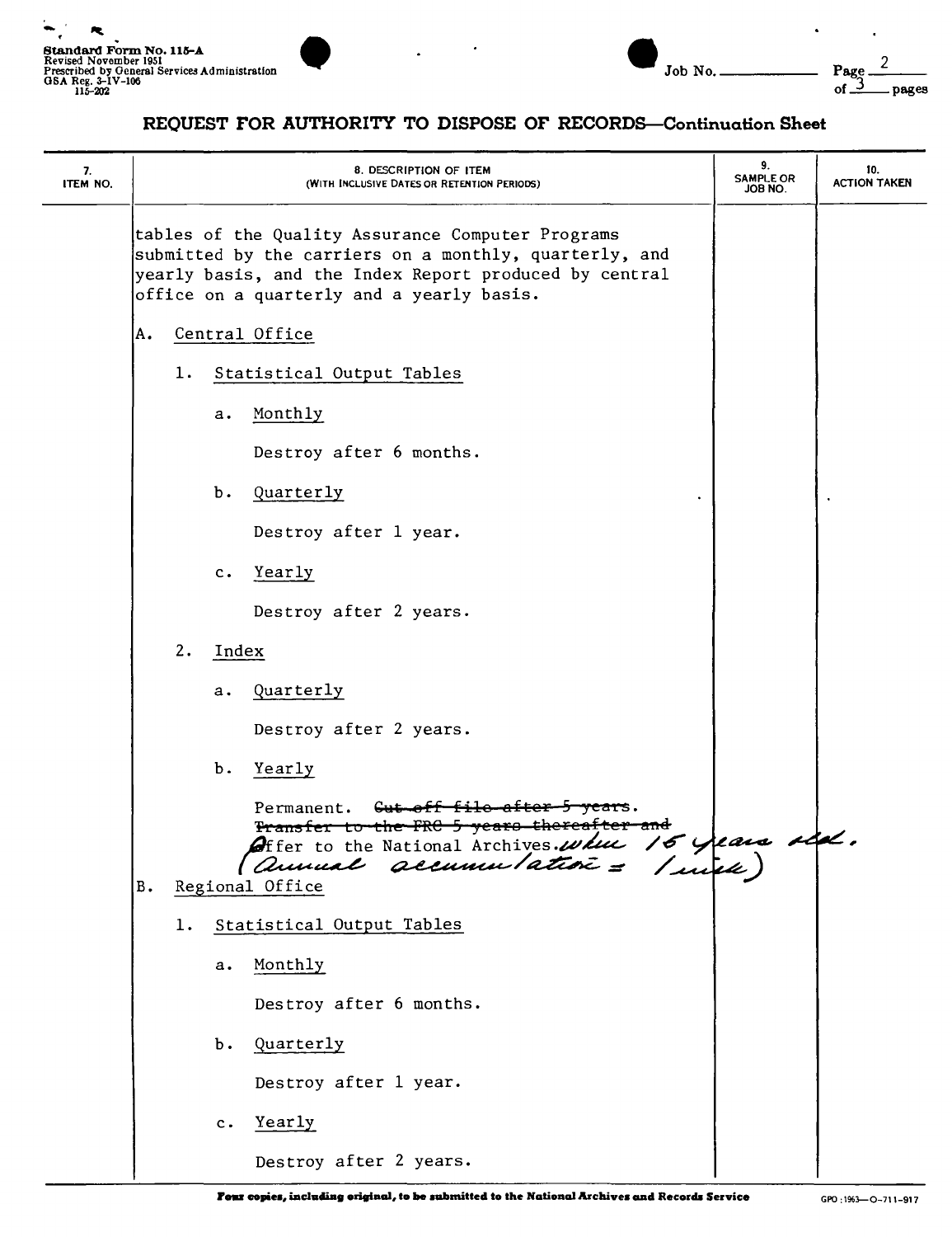# REQUEST FOR AUTHORITY TO DISPOSE OF RECORDS—Continuation Sheet

| 7. ITEM NO. | 8. DESCRIPTION OF ITEM (WITH INCLUSIVE DATES OR RETENTION PERIODS) | 9. SAMPLE OR JOB NO. | 10. ACTION TAKEN |
|---|---|---|---|
| | tables of the Quality Assurance Computer Programs submitted by the carriers on a monthly, quarterly, and yearly basis, and the Index Report produced by central office on a quarterly and a yearly basis. | | |
| | A. Central Office | | |
| | 1. Statistical Output Tables | | |
| | a. Monthly — Destroy after 6 months. | | |
| | b. Quarterly — Destroy after 1 year. | | |
| | c. Yearly — Destroy after 2 years. | | |
| | 2. Index | | |
| | a. Quarterly — Destroy after 2 years. | | |
| | b. Yearly — Permanent. ~~Cut off file after 5 years. Transfer to the FRC 5 years thereafter and~~ Offer to the National Archives when 15 years old. (Annual accumulation = 1 inch) | | |
| | B. Regional Office | | |
| | 1. Statistical Output Tables | | |
| | a. Monthly — Destroy after 6 months. | | |
| | b. Quarterly — Destroy after 1 year. | | |
| | c. Yearly — Destroy after 2 years. | | |

Four copies, including original, to be submitted to the National Archives and Records Service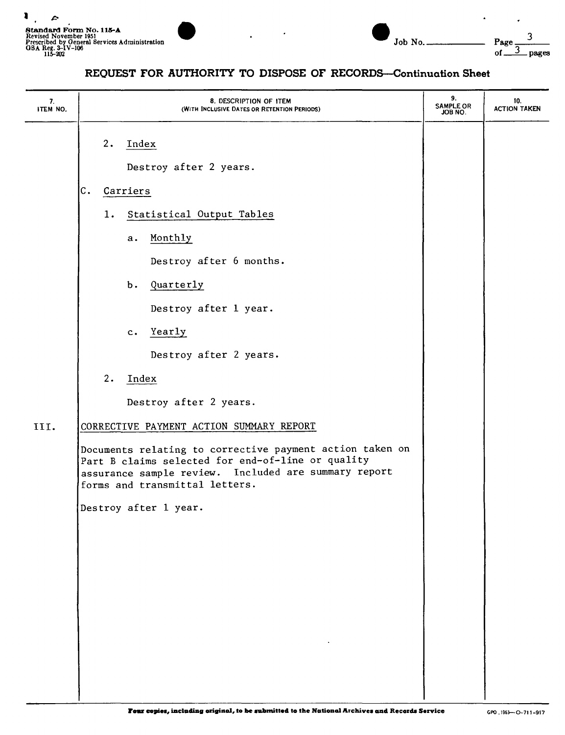Standard Form No. 115-A
Revised November 1951
Prescribed by General Services Administration
GSA Reg. 3-IV-106
115-202

Job No. ______

## REQUEST FOR AUTHORITY TO DISPOSE OF RECORDS—Continuation Sheet

| 7. ITEM NO. | 8. DESCRIPTION OF ITEM (WITH INCLUSIVE DATES OR RETENTION PERIODS) | 9. SAMPLE OR JOB NO. | 10. ACTION TAKEN |
|---|---|---|---|
| | 2. Index | | |
| | Destroy after 2 years. | | |
| | C. Carriers | | |
| | 1. Statistical Output Tables | | |
| | a. Monthly | | |
| | Destroy after 6 months. | | |
| | b. Quarterly | | |
| | Destroy after 1 year. | | |
| | c. Yearly | | |
| | Destroy after 2 years. | | |
| | 2. Index | | |
| | Destroy after 2 years. | | |
| III. | CORRECTIVE PAYMENT ACTION SUMMARY REPORT | | |
| | Documents relating to corrective payment action taken on Part B claims selected for end-of-line or quality assurance sample review. Included are summary report forms and transmittal letters. | | |
| | Destroy after 1 year. | | |

**Four copies, including original, to be submitted to the National Archives and Records Service**

GPO : 1963—O-711-917